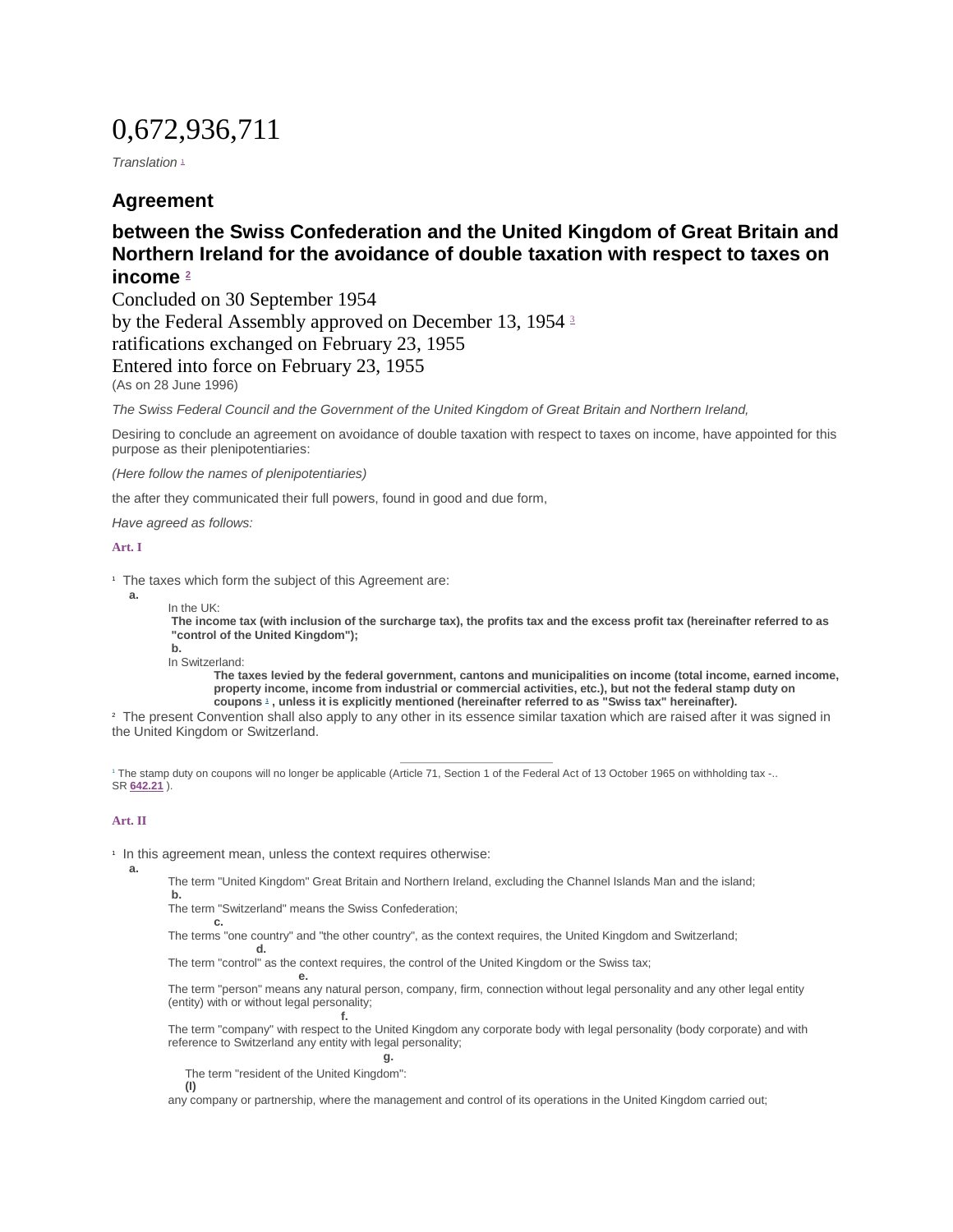# 0,672,936,711

*Translation* [1]

## Agreement

## between the Swiss Confederation and the United Kingdom of Great Britain and Northern Ireland for the avoidance of double taxation with respect to taxes on income [2]

Concluded on 30 September 1954

by the Federal Assembly approved on December 13, 1954 [3]

ratifications exchanged on February 23, 1955

Entered into force on February 23, 1955

(As on 28 June 1996)

*The Swiss Federal Council and the Government of the United Kingdom of Great Britain and Northern Ireland,*

Desiring to conclude an agreement on avoidance of double taxation with respect to taxes on income, have appointed for this purpose as their plenipotentiaries:

*(Here follow the names of plenipotentiaries)*

the after they communicated their full powers, found in good and due form,

*Have agreed as follows:*

**Art. I**

[1] The taxes which form the subject of this Agreement are:

**a.**

In the UK:
**The income tax (with inclusion of the surcharge tax), the profits tax and the excess profit tax (hereinafter referred to as "control of the United Kingdom");**

**b.**

In Switzerland:
**The taxes levied by the federal government, cantons and municipalities on income (total income, earned income, property income, income from industrial or commercial activities, etc.), but not the federal stamp duty on coupons [1] , unless it is explicitly mentioned (hereinafter referred to as "Swiss tax" hereinafter).**

[2] The present Convention shall also apply to any other in its essence similar taxation which are raised after it was signed in the United Kingdom or Switzerland.

---

[1] The stamp duty on coupons will no longer be applicable (Article 71, Section 1 of the Federal Act of 13 October 1965 on withholding tax -.. SR **642.21** ).

**Art. II**

[1] In this agreement mean, unless the context requires otherwise:

**a.**

The term "United Kingdom" Great Britain and Northern Ireland, excluding the Channel Islands Man and the island;

**b.**

The term "Switzerland" means the Swiss Confederation;

**c.**

The terms "one country" and "the other country", as the context requires, the United Kingdom and Switzerland;

**d.**

The term "control" as the context requires, the control of the United Kingdom or the Swiss tax;

**e.**

The term "person" means any natural person, company, firm, connection without legal personality and any other legal entity (entity) with or without legal personality;

**f.**

The term "company" with respect to the United Kingdom any corporate body with legal personality (body corporate) and with reference to Switzerland any entity with legal personality;

**g.**

The term "resident of the United Kingdom":

**(I)**

any company or partnership, where the management and control of its operations in the United Kingdom carried out;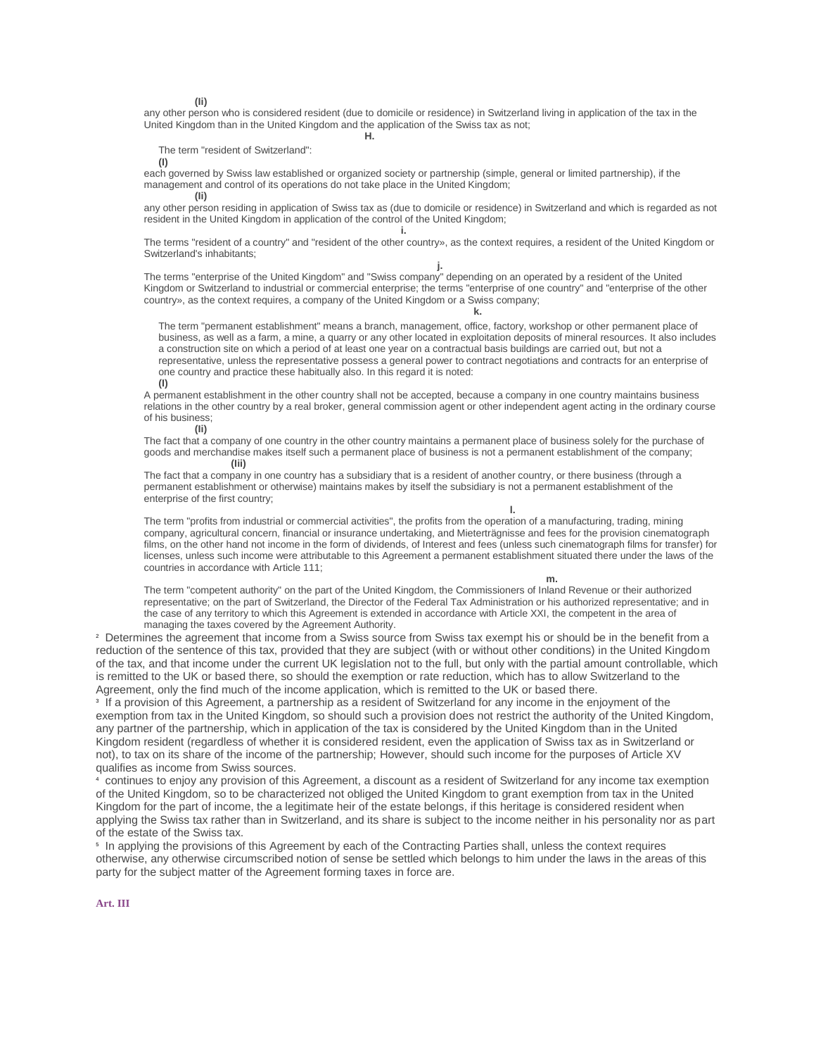**(Ii)**

any other person who is considered resident (due to domicile or residence) in Switzerland living in application of the tax in the United Kingdom than in the United Kingdom and the application of the Swiss tax as not;

**H.**

The term "resident of Switzerland":

**(I)**

each governed by Swiss law established or organized society or partnership (simple, general or limited partnership), if the management and control of its operations do not take place in the United Kingdom;

**(Ii)**

any other person residing in application of Swiss tax as (due to domicile or residence) in Switzerland and which is regarded as not resident in the United Kingdom in application of the control of the United Kingdom;

**i.**

The terms "resident of a country" and "resident of the other country», as the context requires, a resident of the United Kingdom or Switzerland's inhabitants;

**j.**

The terms "enterprise of the United Kingdom" and "Swiss company" depending on an operated by a resident of the United Kingdom or Switzerland to industrial or commercial enterprise; the terms "enterprise of one country" and "enterprise of the other country», as the context requires, a company of the United Kingdom or a Swiss company;

**k.**

The term "permanent establishment" means a branch, management, office, factory, workshop or other permanent place of business, as well as a farm, a mine, a quarry or any other located in exploitation deposits of mineral resources. It also includes a construction site on which a period of at least one year on a contractual basis buildings are carried out, but not a representative, unless the representative possess a general power to contract negotiations and contracts for an enterprise of one country and practice these habitually also. In this regard it is noted:

**(I)**

A permanent establishment in the other country shall not be accepted, because a company in one country maintains business relations in the other country by a real broker, general commission agent or other independent agent acting in the ordinary course of his business;

**(Ii)**

The fact that a company of one country in the other country maintains a permanent place of business solely for the purchase of goods and merchandise makes itself such a permanent place of business is not a permanent establishment of the company;

**(Iii)**

The fact that a company in one country has a subsidiary that is a resident of another country, or there business (through a permanent establishment or otherwise) maintains makes by itself the subsidiary is not a permanent establishment of the enterprise of the first country;

**l.**

The term "profits from industrial or commercial activities", the profits from the operation of a manufacturing, trading, mining company, agricultural concern, financial or insurance undertaking, and Mieterträgnisse and fees for the provision cinematograph films, on the other hand not income in the form of dividends, of Interest and fees (unless such cinematograph films for transfer) for licenses, unless such income were attributable to this Agreement a permanent establishment situated there under the laws of the countries in accordance with Article 111;

**m.**

The term "competent authority" on the part of the United Kingdom, the Commissioners of Inland Revenue or their authorized representative; on the part of Switzerland, the Director of the Federal Tax Administration or his authorized representative; and in the case of any territory to which this Agreement is extended in accordance with Article XXI, the competent in the area of managing the taxes covered by the Agreement Authority.

[2] Determines the agreement that income from a Swiss source from Swiss tax exempt his or should be in the benefit from a reduction of the sentence of this tax, provided that they are subject (with or without other conditions) in the United Kingdom of the tax, and that income under the current UK legislation not to the full, but only with the partial amount controllable, which is remitted to the UK or based there, so should the exemption or rate reduction, which has to allow Switzerland to the Agreement, only the find much of the income application, which is remitted to the UK or based there.

[3] If a provision of this Agreement, a partnership as a resident of Switzerland for any income in the enjoyment of the exemption from tax in the United Kingdom, so should such a provision does not restrict the authority of the United Kingdom, any partner of the partnership, which in application of the tax is considered by the United Kingdom than in the United Kingdom resident (regardless of whether it is considered resident, even the application of Swiss tax as in Switzerland or not), to tax on its share of the income of the partnership; However, should such income for the purposes of Article XV qualifies as income from Swiss sources.

[4] continues to enjoy any provision of this Agreement, a discount as a resident of Switzerland for any income tax exemption of the United Kingdom, so to be characterized not obliged the United Kingdom to grant exemption from tax in the United Kingdom for the part of income, the a legitimate heir of the estate belongs, if this heritage is considered resident when applying the Swiss tax rather than in Switzerland, and its share is subject to the income neither in his personality nor as part of the estate of the Swiss tax.

[5] In applying the provisions of this Agreement by each of the Contracting Parties shall, unless the context requires otherwise, any otherwise circumscribed notion of sense be settled which belongs to him under the laws in the areas of this party for the subject matter of the Agreement forming taxes in force are.

**Art. III**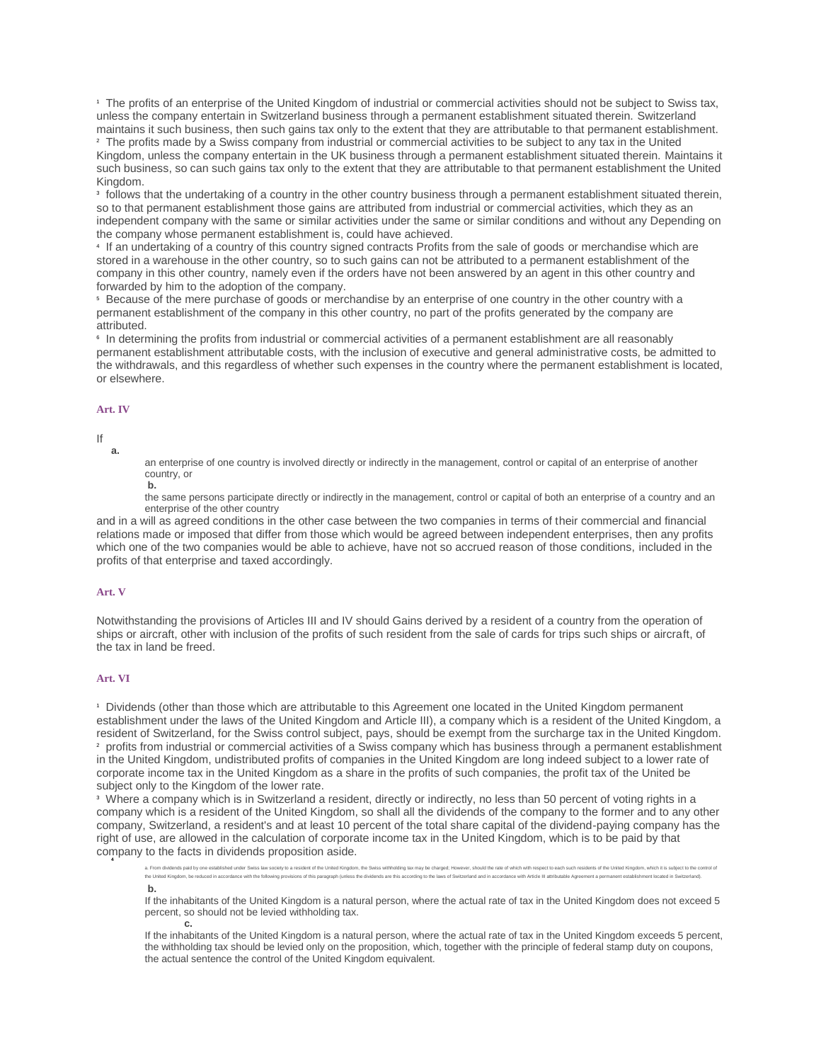[1] The profits of an enterprise of the United Kingdom of industrial or commercial activities should not be subject to Swiss tax, unless the company entertain in Switzerland business through a permanent establishment situated therein. Switzerland maintains it such business, then such gains tax only to the extent that they are attributable to that permanent establishment.

[2] The profits made by a Swiss company from industrial or commercial activities to be subject to any tax in the United Kingdom, unless the company entertain in the UK business through a permanent establishment situated therein. Maintains it such business, so can such gains tax only to the extent that they are attributable to that permanent establishment the United Kingdom.

[3] follows that the undertaking of a country in the other country business through a permanent establishment situated therein, so to that permanent establishment those gains are attributed from industrial or commercial activities, which they as an independent company with the same or similar activities under the same or similar conditions and without any Depending on the company whose permanent establishment is, could have achieved.

[4] If an undertaking of a country of this country signed contracts Profits from the sale of goods or merchandise which are stored in a warehouse in the other country, so to such gains can not be attributed to a permanent establishment of the company in this other country, namely even if the orders have not been answered by an agent in this other country and forwarded by him to the adoption of the company.

[5] Because of the mere purchase of goods or merchandise by an enterprise of one country in the other country with a permanent establishment of the company in this other country, no part of the profits generated by the company are attributed.

[6] In determining the profits from industrial or commercial activities of a permanent establishment are all reasonably permanent establishment attributable costs, with the inclusion of executive and general administrative costs, be admitted to the withdrawals, and this regardless of whether such expenses in the country where the permanent establishment is located, or elsewhere.

### Art. IV

If

**a.** an enterprise of one country is involved directly or indirectly in the management, control or capital of an enterprise of another country, or

**b.** the same persons participate directly or indirectly in the management, control or capital of both an enterprise of a country and an enterprise of the other country

and in a will as agreed conditions in the other case between the two companies in terms of their commercial and financial relations made or imposed that differ from those which would be agreed between independent enterprises, then any profits which one of the two companies would be able to achieve, have not so accrued reason of those conditions, included in the profits of that enterprise and taxed accordingly.

### Art. V

Notwithstanding the provisions of Articles III and IV should Gains derived by a resident of a country from the operation of ships or aircraft, other with inclusion of the profits of such resident from the sale of cards for trips such ships or aircraft, of the tax in land be freed.

### Art. VI

[1] Dividends (other than those which are attributable to this Agreement one located in the United Kingdom permanent establishment under the laws of the United Kingdom and Article III), a company which is a resident of the United Kingdom, a resident of Switzerland, for the Swiss control subject, pays, should be exempt from the surcharge tax in the United Kingdom.

[2] profits from industrial or commercial activities of a Swiss company which has business through a permanent establishment in the United Kingdom, undistributed profits of companies in the United Kingdom are long indeed subject to a lower rate of corporate income tax in the United Kingdom as a share in the profits of such companies, the profit tax of the United be subject only to the Kingdom of the lower rate.

[3] Where a company which is in Switzerland a resident, directly or indirectly, no less than 50 percent of voting rights in a company which is a resident of the United Kingdom, so shall all the dividends of the company to the former and to any other company, Switzerland, a resident's and at least 10 percent of the total share capital of the dividend-paying company has the right of use, are allowed in the calculation of corporate income tax in the United Kingdom, which is to be paid by that company to the facts in dividends proposition aside.

[4]

a. From dividends paid by one established under Swiss law society to a resident of the United Kingdom, the Swiss withholding tax may be charged; However, should the rate of which with respect to each such residents of the United Kingdom, which it is subject to the control of the United Kingdom, be reduced in accordance with the following provisions of this paragraph (unless the dividends are this according to the laws of Switzerland and in accordance with Article III attributable Agreement a permanent establishment located in Switzerland).

**b.** If the inhabitants of the United Kingdom is a natural person, where the actual rate of tax in the United Kingdom does not exceed 5 percent, so should not be levied withholding tax.

**c.** If the inhabitants of the United Kingdom is a natural person, where the actual rate of tax in the United Kingdom exceeds 5 percent, the withholding tax should be levied only on the proposition, which, together with the principle of federal stamp duty on coupons, the actual sentence the control of the United Kingdom equivalent.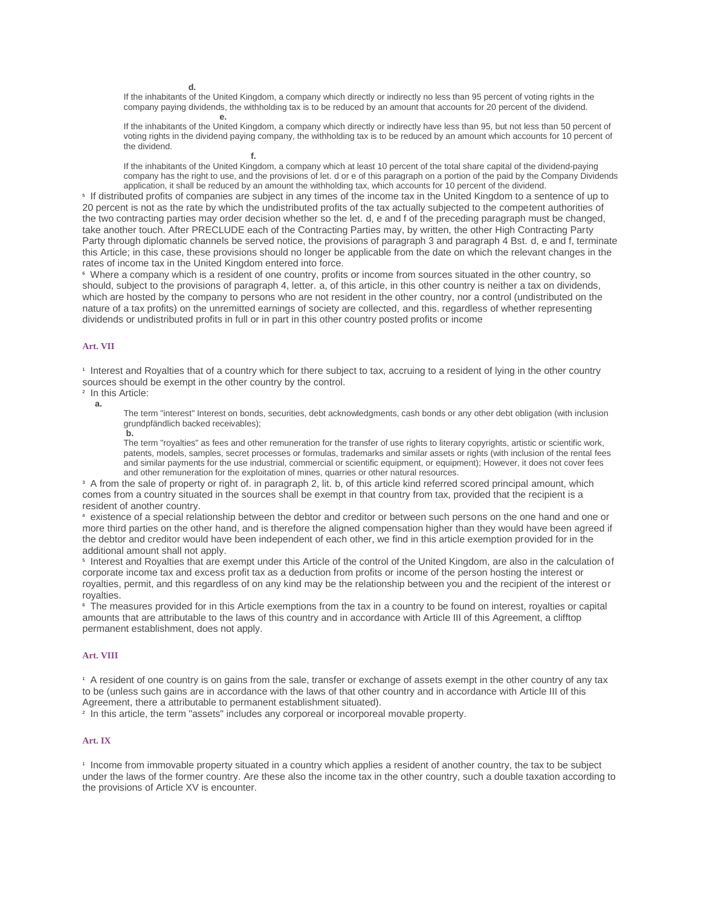**d.**

If the inhabitants of the United Kingdom, a company which directly or indirectly no less than 95 percent of voting rights in the company paying dividends, the withholding tax is to be reduced by an amount that accounts for 20 percent of the dividend.

**e.**

If the inhabitants of the United Kingdom, a company which directly or indirectly have less than 95, but not less than 50 percent of voting rights in the dividend paying company, the withholding tax is to be reduced by an amount which accounts for 10 percent of the dividend.

**f.**

If the inhabitants of the United Kingdom, a company which at least 10 percent of the total share capital of the dividend-paying company has the right to use, and the provisions of let. d or e of this paragraph on a portion of the paid by the Company Dividends application, it shall be reduced by an amount the withholding tax, which accounts for 10 percent of the dividend.

[5] If distributed profits of companies are subject in any times of the income tax in the United Kingdom to a sentence of up to 20 percent is not as the rate by which the undistributed profits of the tax actually subjected to the competent authorities of the two contracting parties may order decision whether so the let. d, e and f of the preceding paragraph must be changed, take another touch. After PRECLUDE each of the Contracting Parties may, by written, the other High Contracting Party Party through diplomatic channels be served notice, the provisions of paragraph 3 and paragraph 4 Bst. d, e and f, terminate this Article; in this case, these provisions should no longer be applicable from the date on which the relevant changes in the rates of income tax in the United Kingdom entered into force.

[6] Where a company which is a resident of one country, profits or income from sources situated in the other country, so should, subject to the provisions of paragraph 4, letter. a, of this article, in this other country is neither a tax on dividends, which are hosted by the company to persons who are not resident in the other country, nor a control (undistributed on the nature of a tax profits) on the unremitted earnings of society are collected, and this. regardless of whether representing dividends or undistributed profits in full or in part in this other country posted profits or income

### Art. VII

[1] Interest and Royalties that of a country which for there subject to tax, accruing to a resident of lying in the other country sources should be exempt in the other country by the control.

[2] In this Article:

**a.**

The term "interest" Interest on bonds, securities, debt acknowledgments, cash bonds or any other debt obligation (with inclusion grundpfändlich backed receivables);

**b.**

The term "royalties" as fees and other remuneration for the transfer of use rights to literary copyrights, artistic or scientific work, patents, models, samples, secret processes or formulas, trademarks and similar assets or rights (with inclusion of the rental fees and similar payments for the use industrial, commercial or scientific equipment, or equipment); However, it does not cover fees and other remuneration for the exploitation of mines, quarries or other natural resources.

[3] A from the sale of property or right of. in paragraph 2, lit. b, of this article kind referred scored principal amount, which comes from a country situated in the sources shall be exempt in that country from tax, provided that the recipient is a resident of another country.

[4] existence of a special relationship between the debtor and creditor or between such persons on the one hand and one or more third parties on the other hand, and is therefore the aligned compensation higher than they would have been agreed if the debtor and creditor would have been independent of each other, we find in this article exemption provided for in the additional amount shall not apply.

[5] Interest and Royalties that are exempt under this Article of the control of the United Kingdom, are also in the calculation of corporate income tax and excess profit tax as a deduction from profits or income of the person hosting the interest or royalties, permit, and this regardless of on any kind may be the relationship between you and the recipient of the interest or royalties.

[6] The measures provided for in this Article exemptions from the tax in a country to be found on interest, royalties or capital amounts that are attributable to the laws of this country and in accordance with Article III of this Agreement, a clifftop permanent establishment, does not apply.

### Art. VIII

[1] A resident of one country is on gains from the sale, transfer or exchange of assets exempt in the other country of any tax to be (unless such gains are in accordance with the laws of that other country and in accordance with Article III of this Agreement, there a attributable to permanent establishment situated).

[2] In this article, the term "assets" includes any corporeal or incorporeal movable property.

### Art. IX

[1] Income from immovable property situated in a country which applies a resident of another country, the tax to be subject under the laws of the former country. Are these also the income tax in the other country, such a double taxation according to the provisions of Article XV is encounter.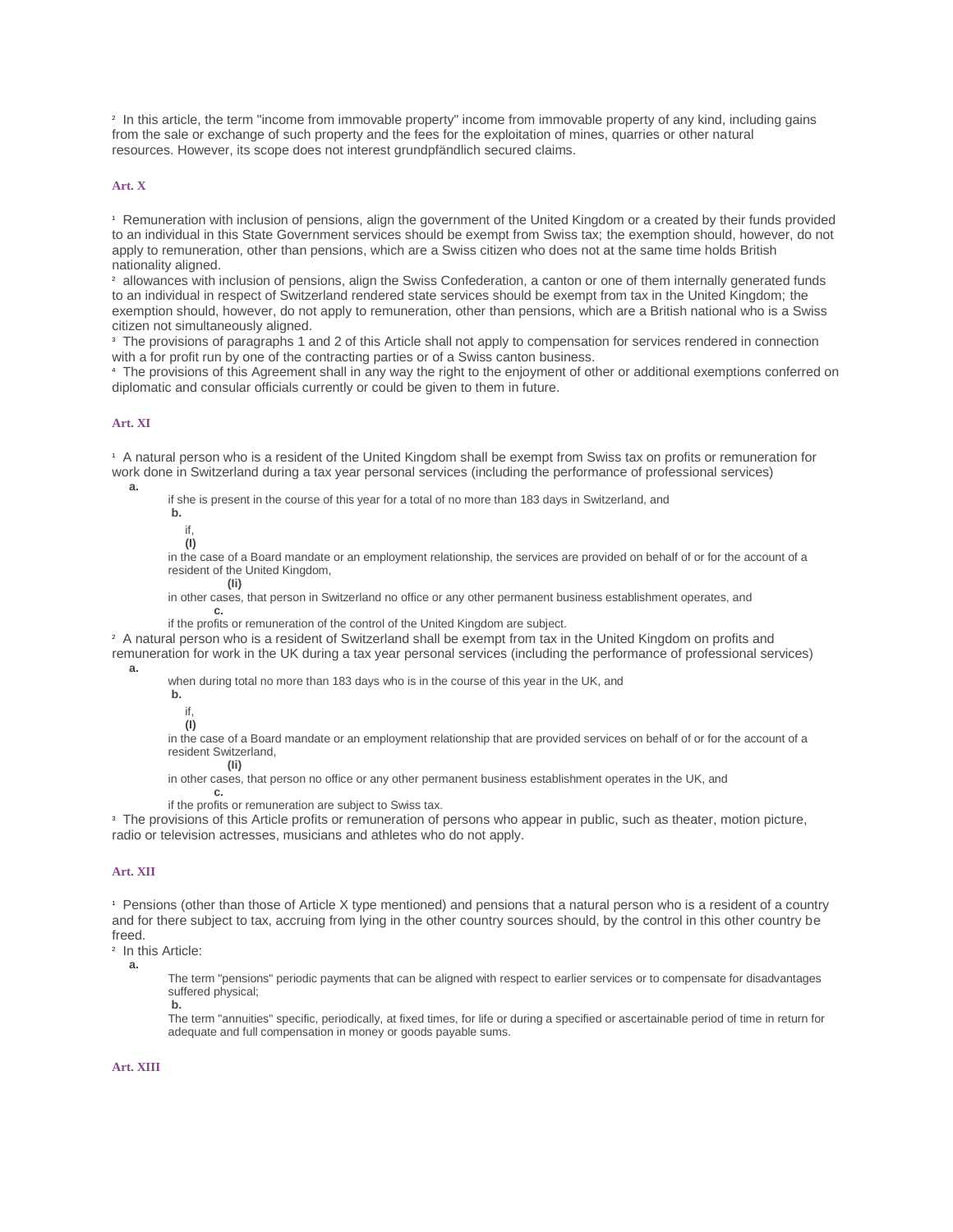[2] In this article, the term "income from immovable property" income from immovable property of any kind, including gains from the sale or exchange of such property and the fees for the exploitation of mines, quarries or other natural resources. However, its scope does not interest grundpfändlich secured claims.

### Art. X

[1] Remuneration with inclusion of pensions, align the government of the United Kingdom or a created by their funds provided to an individual in this State Government services should be exempt from Swiss tax; the exemption should, however, do not apply to remuneration, other than pensions, which are a Swiss citizen who does not at the same time holds British nationality aligned.

[2] allowances with inclusion of pensions, align the Swiss Confederation, a canton or one of them internally generated funds to an individual in respect of Switzerland rendered state services should be exempt from tax in the United Kingdom; the exemption should, however, do not apply to remuneration, other than pensions, which are a British national who is a Swiss citizen not simultaneously aligned.

[3] The provisions of paragraphs 1 and 2 of this Article shall not apply to compensation for services rendered in connection with a for profit run by one of the contracting parties or of a Swiss canton business.

[4] The provisions of this Agreement shall in any way the right to the enjoyment of other or additional exemptions conferred on diplomatic and consular officials currently or could be given to them in future.

### Art. XI

[1] A natural person who is a resident of the United Kingdom shall be exempt from Swiss tax on profits or remuneration for work done in Switzerland during a tax year personal services (including the performance of professional services)

**a.** if she is present in the course of this year for a total of no more than 183 days in Switzerland, and

**b.** if,

**(I)** in the case of a Board mandate or an employment relationship, the services are provided on behalf of or for the account of a resident of the United Kingdom,

**(Ii)** in other cases, that person in Switzerland no office or any other permanent business establishment operates, and

**c.** if the profits or remuneration of the control of the United Kingdom are subject.

[2] A natural person who is a resident of Switzerland shall be exempt from tax in the United Kingdom on profits and remuneration for work in the UK during a tax year personal services (including the performance of professional services)

**a.** when during total no more than 183 days who is in the course of this year in the UK, and

**b.** if,

**(I)** in the case of a Board mandate or an employment relationship that are provided services on behalf of or for the account of a resident Switzerland,

**(Ii)** in other cases, that person no office or any other permanent business establishment operates in the UK, and

**c.** if the profits or remuneration are subject to Swiss tax.

[3] The provisions of this Article profits or remuneration of persons who appear in public, such as theater, motion picture, radio or television actresses, musicians and athletes who do not apply.

### Art. XII

[1] Pensions (other than those of Article X type mentioned) and pensions that a natural person who is a resident of a country and for there subject to tax, accruing from lying in the other country sources should, by the control in this other country be freed.

[2] In this Article:

**a.** The term "pensions" periodic payments that can be aligned with respect to earlier services or to compensate for disadvantages suffered physical;

**b.** The term "annuities" specific, periodically, at fixed times, for life or during a specified or ascertainable period of time in return for adequate and full compensation in money or goods payable sums.

### Art. XIII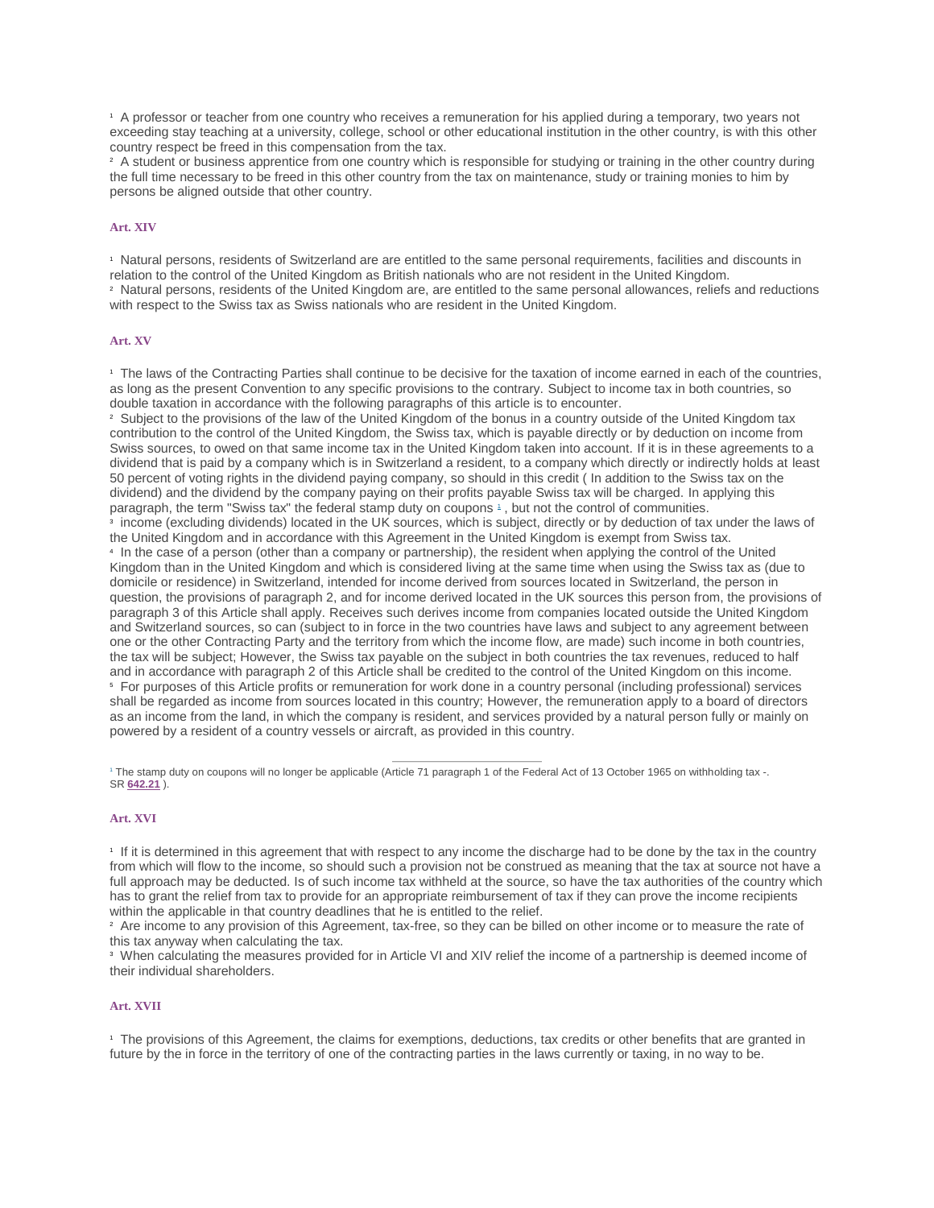[1] A professor or teacher from one country who receives a remuneration for his applied during a temporary, two years not exceeding stay teaching at a university, college, school or other educational institution in the other country, is with this other country respect be freed in this compensation from the tax.
[2] A student or business apprentice from one country which is responsible for studying or training in the other country during the full time necessary to be freed in this other country from the tax on maintenance, study or training monies to him by persons be aligned outside that other country.

### Art. XIV

[1] Natural persons, residents of Switzerland are are entitled to the same personal requirements, facilities and discounts in relation to the control of the United Kingdom as British nationals who are not resident in the United Kingdom.
[2] Natural persons, residents of the United Kingdom are, are entitled to the same personal allowances, reliefs and reductions with respect to the Swiss tax as Swiss nationals who are resident in the United Kingdom.

### Art. XV

[1] The laws of the Contracting Parties shall continue to be decisive for the taxation of income earned in each of the countries, as long as the present Convention to any specific provisions to the contrary. Subject to income tax in both countries, so double taxation in accordance with the following paragraphs of this article is to encounter.
[2] Subject to the provisions of the law of the United Kingdom of the bonus in a country outside of the United Kingdom tax contribution to the control of the United Kingdom, the Swiss tax, which is payable directly or by deduction on income from Swiss sources, to owed on that same income tax in the United Kingdom taken into account. If it is in these agreements to a dividend that is paid by a company which is in Switzerland a resident, to a company which directly or indirectly holds at least 50 percent of voting rights in the dividend paying company, so should in this credit ( In addition to the Swiss tax on the dividend) and the dividend by the company paying on their profits payable Swiss tax will be charged. In applying this paragraph, the term "Swiss tax" the federal stamp duty on coupons [1], but not the control of communities.
[3] income (excluding dividends) located in the UK sources, which is subject, directly or by deduction of tax under the laws of the United Kingdom and in accordance with this Agreement in the United Kingdom is exempt from Swiss tax.
[4] In the case of a person (other than a company or partnership), the resident when applying the control of the United Kingdom than in the United Kingdom and which is considered living at the same time when using the Swiss tax as (due to domicile or residence) in Switzerland, intended for income derived from sources located in Switzerland, the person in question, the provisions of paragraph 2, and for income derived located in the UK sources this person from, the provisions of paragraph 3 of this Article shall apply. Receives such derives income from companies located outside the United Kingdom and Switzerland sources, so can (subject to in force in the two countries have laws and subject to any agreement between one or the other Contracting Party and the territory from which the income flow, are made) such income in both countries, the tax will be subject; However, the Swiss tax payable on the subject in both countries the tax revenues, reduced to half and in accordance with paragraph 2 of this Article shall be credited to the control of the United Kingdom on this income.
[5] For purposes of this Article profits or remuneration for work done in a country personal (including professional) services shall be regarded as income from sources located in this country; However, the remuneration apply to a board of directors as an income from the land, in which the company is resident, and services provided by a natural person fully or mainly on powered by a resident of a country vessels or aircraft, as provided in this country.

---

[1] The stamp duty on coupons will no longer be applicable (Article 71 paragraph 1 of the Federal Act of 13 October 1965 on withholding tax -. SR **642.21** ).

### Art. XVI

[1] If it is determined in this agreement that with respect to any income the discharge had to be done by the tax in the country from which will flow to the income, so should such a provision not be construed as meaning that the tax at source not have a full approach may be deducted. Is of such income tax withheld at the source, so have the tax authorities of the country which has to grant the relief from tax to provide for an appropriate reimbursement of tax if they can prove the income recipients within the applicable in that country deadlines that he is entitled to the relief.
[2] Are income to any provision of this Agreement, tax-free, so they can be billed on other income or to measure the rate of this tax anyway when calculating the tax.
[3] When calculating the measures provided for in Article VI and XIV relief the income of a partnership is deemed income of their individual shareholders.

### Art. XVII

[1] The provisions of this Agreement, the claims for exemptions, deductions, tax credits or other benefits that are granted in future by the in force in the territory of one of the contracting parties in the laws currently or taxing, in no way to be.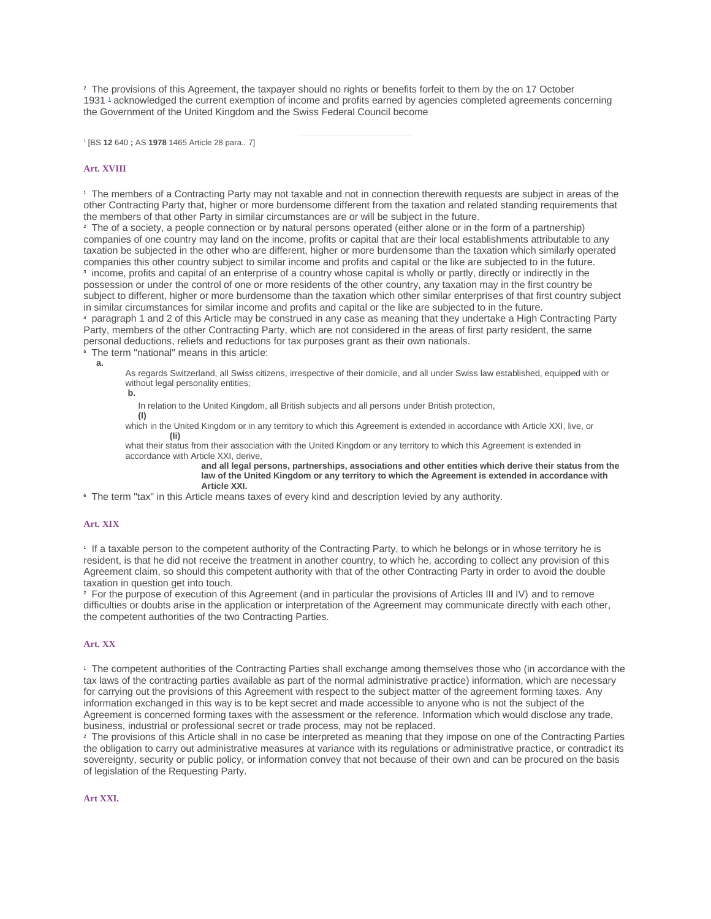[2] The provisions of this Agreement, the taxpayer should no rights or benefits forfeit to them by the on 17 October 1931 [1] acknowledged the current exemption of income and profits earned by agencies completed agreements concerning the Government of the United Kingdom and the Swiss Federal Council become

[1] [BS **12** 640 **;** AS **1978** 1465 Article 28 para.. 7]

### Art. XVIII

[1] The members of a Contracting Party may not taxable and not in connection therewith requests are subject in areas of the other Contracting Party that, higher or more burdensome different from the taxation and related standing requirements that the members of that other Party in similar circumstances are or will be subject in the future.
[2] The of a society, a people connection or by natural persons operated (either alone or in the form of a partnership) companies of one country may land on the income, profits or capital that are their local establishments attributable to any taxation be subjected in the other who are different, higher or more burdensome than the taxation which similarly operated companies this other country subject to similar income and profits and capital or the like are subjected to in the future.
[3] income, profits and capital of an enterprise of a country whose capital is wholly or partly, directly or indirectly in the possession or under the control of one or more residents of the other country, any taxation may in the first country be subject to different, higher or more burdensome than the taxation which other similar enterprises of that first country subject in similar circumstances for similar income and profits and capital or the like are subjected to in the future.
[4] paragraph 1 and 2 of this Article may be construed in any case as meaning that they undertake a High Contracting Party Party, members of the other Contracting Party, which are not considered in the areas of first party resident, the same personal deductions, reliefs and reductions for tax purposes grant as their own nationals.
[5] The term "national" means in this article:

**a.**

As regards Switzerland, all Swiss citizens, irrespective of their domicile, and all under Swiss law established, equipped with or without legal personality entities;

**b.**

In relation to the United Kingdom, all British subjects and all persons under British protection,

**(I)**

which in the United Kingdom or in any territory to which this Agreement is extended in accordance with Article XXI, live, or

**(Ii)**

what their status from their association with the United Kingdom or any territory to which this Agreement is extended in accordance with Article XXI, derive,

**and all legal persons, partnerships, associations and other entities which derive their status from the law of the United Kingdom or any territory to which the Agreement is extended in accordance with Article XXI.**

[6] The term "tax" in this Article means taxes of every kind and description levied by any authority.

### Art. XIX

[1] If a taxable person to the competent authority of the Contracting Party, to which he belongs or in whose territory he is resident, is that he did not receive the treatment in another country, to which he, according to collect any provision of this Agreement claim, so should this competent authority with that of the other Contracting Party in order to avoid the double taxation in question get into touch.
[2] For the purpose of execution of this Agreement (and in particular the provisions of Articles III and IV) and to remove difficulties or doubts arise in the application or interpretation of the Agreement may communicate directly with each other, the competent authorities of the two Contracting Parties.

### Art. XX

[1] The competent authorities of the Contracting Parties shall exchange among themselves those who (in accordance with the tax laws of the contracting parties available as part of the normal administrative practice) information, which are necessary for carrying out the provisions of this Agreement with respect to the subject matter of the agreement forming taxes. Any information exchanged in this way is to be kept secret and made accessible to anyone who is not the subject of the Agreement is concerned forming taxes with the assessment or the reference. Information which would disclose any trade, business, industrial or professional secret or trade process, may not be replaced.
[2] The provisions of this Article shall in no case be interpreted as meaning that they impose on one of the Contracting Parties the obligation to carry out administrative measures at variance with its regulations or administrative practice, or contradict its sovereignty, security or public policy, or information convey that not because of their own and can be procured on the basis of legislation of the Requesting Party.

### Art XXI.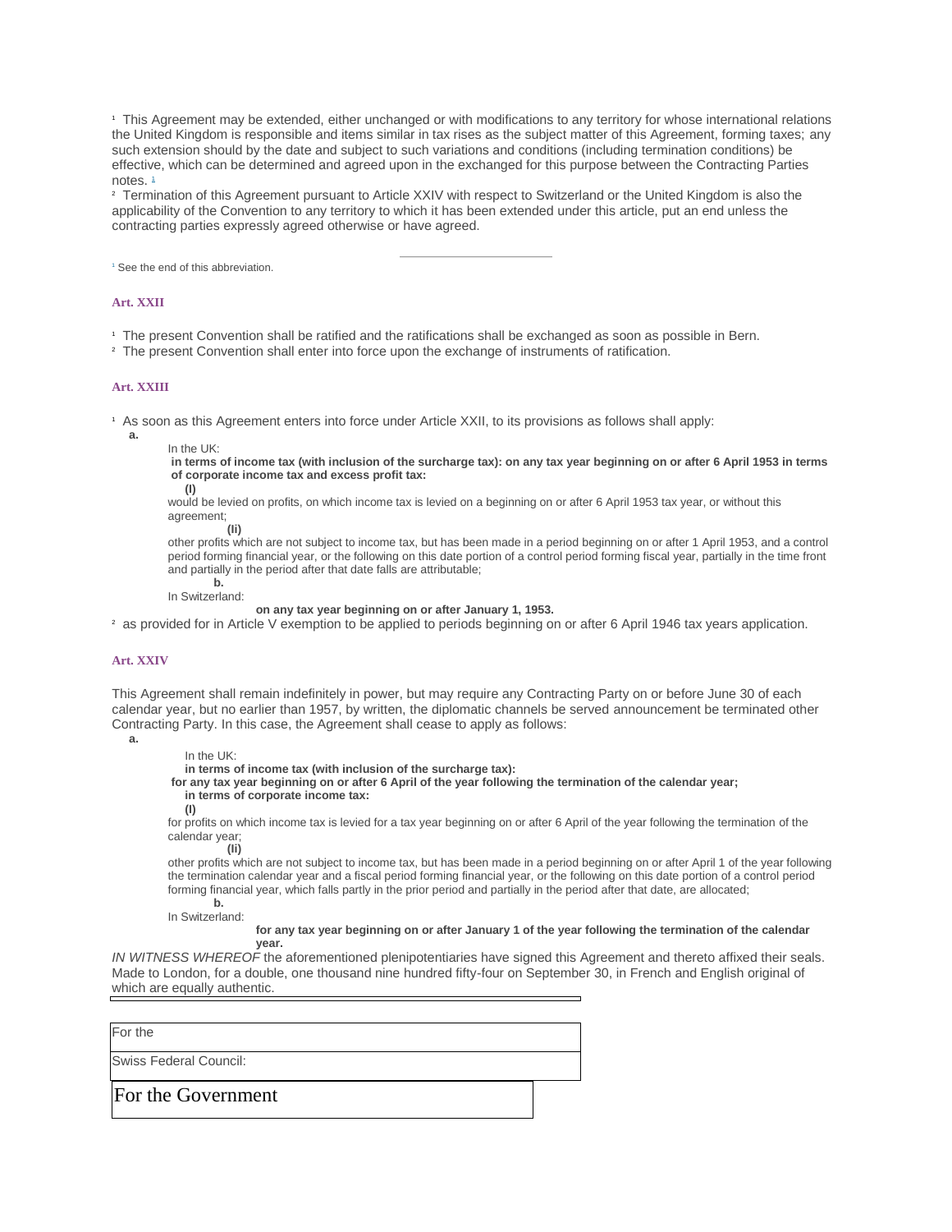[1] This Agreement may be extended, either unchanged or with modifications to any territory for whose international relations the United Kingdom is responsible and items similar in tax rises as the subject matter of this Agreement, forming taxes; any such extension should by the date and subject to such variations and conditions (including termination conditions) be effective, which can be determined and agreed upon in the exchanged for this purpose between the Contracting Parties notes. [1]

[2] Termination of this Agreement pursuant to Article XXIV with respect to Switzerland or the United Kingdom is also the applicability of the Convention to any territory to which it has been extended under this article, put an end unless the contracting parties expressly agreed otherwise or have agreed.

---

[1] See the end of this abbreviation.

### Art. XXII

[1] The present Convention shall be ratified and the ratifications shall be exchanged as soon as possible in Bern.

[2] The present Convention shall enter into force upon the exchange of instruments of ratification.

### Art. XXIII

[1] As soon as this Agreement enters into force under Article XXII, to its provisions as follows shall apply:

**a.**

In the UK:

**in terms of income tax (with inclusion of the surcharge tax): on any tax year beginning on or after 6 April 1953 in terms of corporate income tax and excess profit tax:**

**(I)**

would be levied on profits, on which income tax is levied on a beginning on or after 6 April 1953 tax year, or without this agreement;

**(Ii)**

other profits which are not subject to income tax, but has been made in a period beginning on or after 1 April 1953, and a control period forming financial year, or the following on this date portion of a control period forming fiscal year, partially in the time front and partially in the period after that date falls are attributable;

**b.**

In Switzerland:

**on any tax year beginning on or after January 1, 1953.**

[2] as provided for in Article V exemption to be applied to periods beginning on or after 6 April 1946 tax years application.

### Art. XXIV

This Agreement shall remain indefinitely in power, but may require any Contracting Party on or before June 30 of each calendar year, but no earlier than 1957, by written, the diplomatic channels be served announcement be terminated other Contracting Party. In this case, the Agreement shall cease to apply as follows:

**a.**

In the UK:

**in terms of income tax (with inclusion of the surcharge tax):**

**for any tax year beginning on or after 6 April of the year following the termination of the calendar year;**

**in terms of corporate income tax:**

**(I)**

for profits on which income tax is levied for a tax year beginning on or after 6 April of the year following the termination of the calendar year;

**(Ii)**

other profits which are not subject to income tax, but has been made in a period beginning on or after April 1 of the year following the termination calendar year and a fiscal period forming financial year, or the following on this date portion of a control period forming financial year, which falls partly in the prior period and partially in the period after that date, are allocated;

**b.**

In Switzerland:

**for any tax year beginning on or after January 1 of the year following the termination of the calendar year.**

*IN WITNESS WHEREOF* the aforementioned plenipotentiaries have signed this Agreement and thereto affixed their seals. Made to London, for a double, one thousand nine hundred fifty-four on September 30, in French and English original of which are equally authentic.

For the

Swiss Federal Council:

For the Government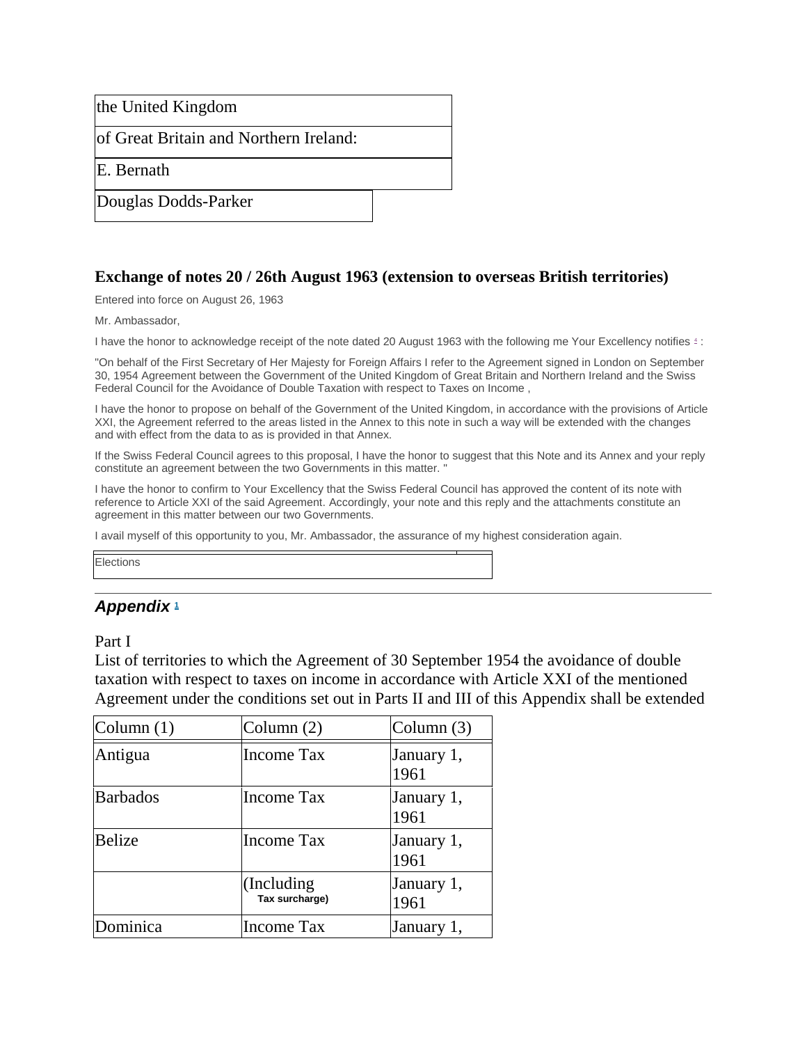| the United Kingdom | |
| --- | --- |
| of Great Britain and Northern Ireland: | |
| E. Bernath | |
| Douglas Dodds-Parker | |

## Exchange of notes 20 / 26th August 1963 (extension to overseas British territories)

Entered into force on August 26, 1963

Mr. Ambassador,

I have the honor to acknowledge receipt of the note dated 20 August 1963 with the following me Your Excellency notifies [4]:

"On behalf of the First Secretary of Her Majesty for Foreign Affairs I refer to the Agreement signed in London on September 30, 1954 Agreement between the Government of the United Kingdom of Great Britain and Northern Ireland and the Swiss Federal Council for the Avoidance of Double Taxation with respect to Taxes on Income ,

I have the honor to propose on behalf of the Government of the United Kingdom, in accordance with the provisions of Article XXI, the Agreement referred to the areas listed in the Annex to this note in such a way will be extended with the changes and with effect from the data to as is provided in that Annex.

If the Swiss Federal Council agrees to this proposal, I have the honor to suggest that this Note and its Annex and your reply constitute an agreement between the two Governments in this matter. "

I have the honor to confirm to Your Excellency that the Swiss Federal Council has approved the content of its note with reference to Article XXI of the said Agreement. Accordingly, your note and this reply and the attachments constitute an agreement in this matter between our two Governments.

I avail myself of this opportunity to you, Mr. Ambassador, the assurance of my highest consideration again.

| Elections |
| --- |

---

## *Appendix* [1]

Part I

List of territories to which the Agreement of 30 September 1954 the avoidance of double taxation with respect to taxes on income in accordance with Article XXI of the mentioned Agreement under the conditions set out in Parts II and III of this Appendix shall be extended

| Column (1) | Column (2) | Column (3) |
| --- | --- | --- |
| Antigua | Income Tax | January 1, 1961 |
| Barbados | Income Tax | January 1, 1961 |
| Belize | Income Tax | January 1, 1961 |
| | (Including Tax surcharge) | January 1, 1961 |
| Dominica | Income Tax | January 1, |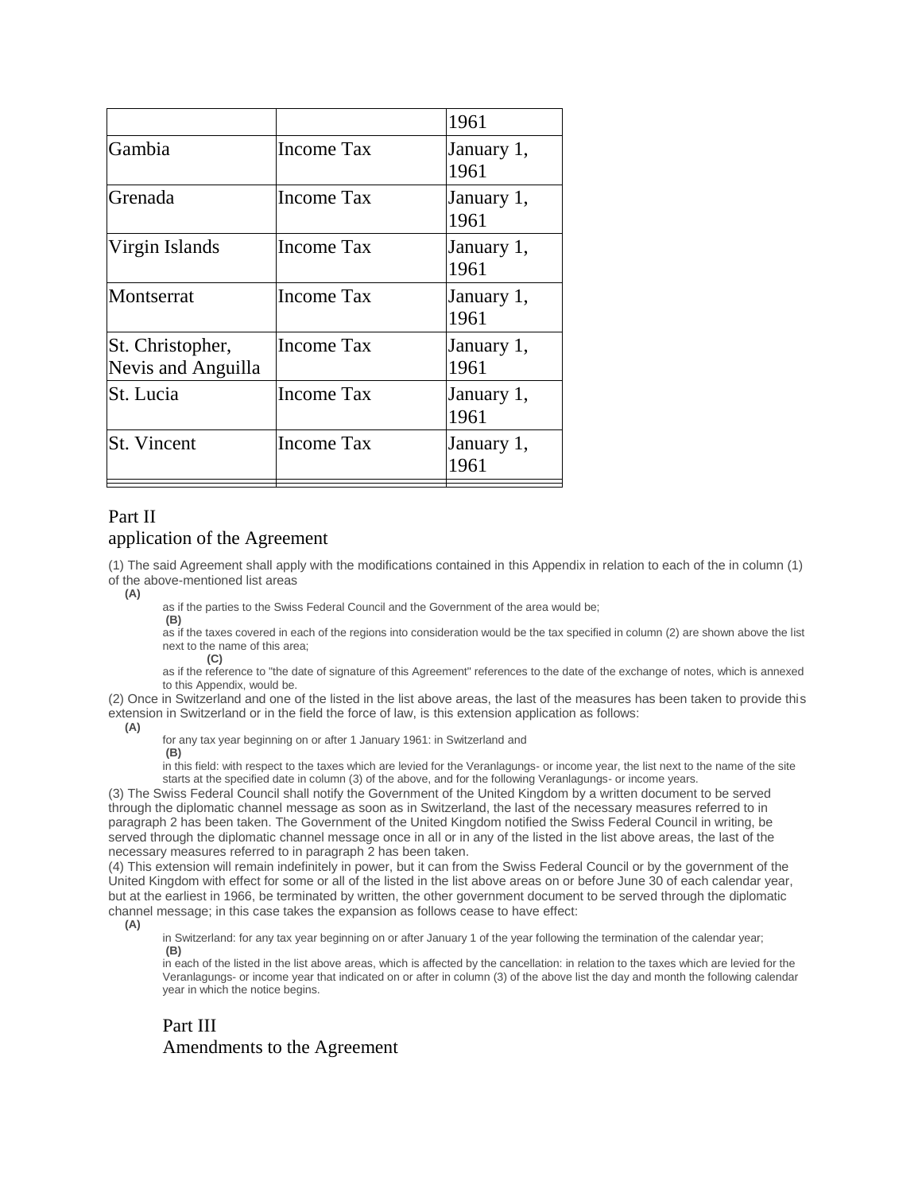| | | 1961 |
|---|---|---|
| Gambia | Income Tax | January 1, 1961 |
| Grenada | Income Tax | January 1, 1961 |
| Virgin Islands | Income Tax | January 1, 1961 |
| Montserrat | Income Tax | January 1, 1961 |
| St. Christopher, Nevis and Anguilla | Income Tax | January 1, 1961 |
| St. Lucia | Income Tax | January 1, 1961 |
| St. Vincent | Income Tax | January 1, 1961 |

## Part II
## application of the Agreement

(1) The said Agreement shall apply with the modifications contained in this Appendix in relation to each of the in column (1) of the above-mentioned list areas

**(A)**
as if the parties to the Swiss Federal Council and the Government of the area would be;

**(B)**
as if the taxes covered in each of the regions into consideration would be the tax specified in column (2) are shown above the list next to the name of this area;

**(C)**
as if the reference to "the date of signature of this Agreement" references to the date of the exchange of notes, which is annexed to this Appendix, would be.

(2) Once in Switzerland and one of the listed in the list above areas, the last of the measures has been taken to provide this extension in Switzerland or in the field the force of law, is this extension application as follows:

**(A)**
for any tax year beginning on or after 1 January 1961: in Switzerland and

**(B)**
in this field: with respect to the taxes which are levied for the Veranlagungs- or income year, the list next to the name of the site starts at the specified date in column (3) of the above, and for the following Veranlagungs- or income years.

(3) The Swiss Federal Council shall notify the Government of the United Kingdom by a written document to be served through the diplomatic channel message as soon as in Switzerland, the last of the necessary measures referred to in paragraph 2 has been taken. The Government of the United Kingdom notified the Swiss Federal Council in writing, be served through the diplomatic channel message once in all or in any of the listed in the list above areas, the last of the necessary measures referred to in paragraph 2 has been taken.

(4) This extension will remain indefinitely in power, but it can from the Swiss Federal Council or by the government of the United Kingdom with effect for some or all of the listed in the list above areas on or before June 30 of each calendar year, but at the earliest in 1966, be terminated by written, the other government document to be served through the diplomatic channel message; in this case takes the expansion as follows cease to have effect:

**(A)**
in Switzerland: for any tax year beginning on or after January 1 of the year following the termination of the calendar year;

**(B)**
in each of the listed in the list above areas, which is affected by the cancellation: in relation to the taxes which are levied for the Veranlagungs- or income year that indicated on or after in column (3) of the above list the day and month the following calendar year in which the notice begins.

## Part III
## Amendments to the Agreement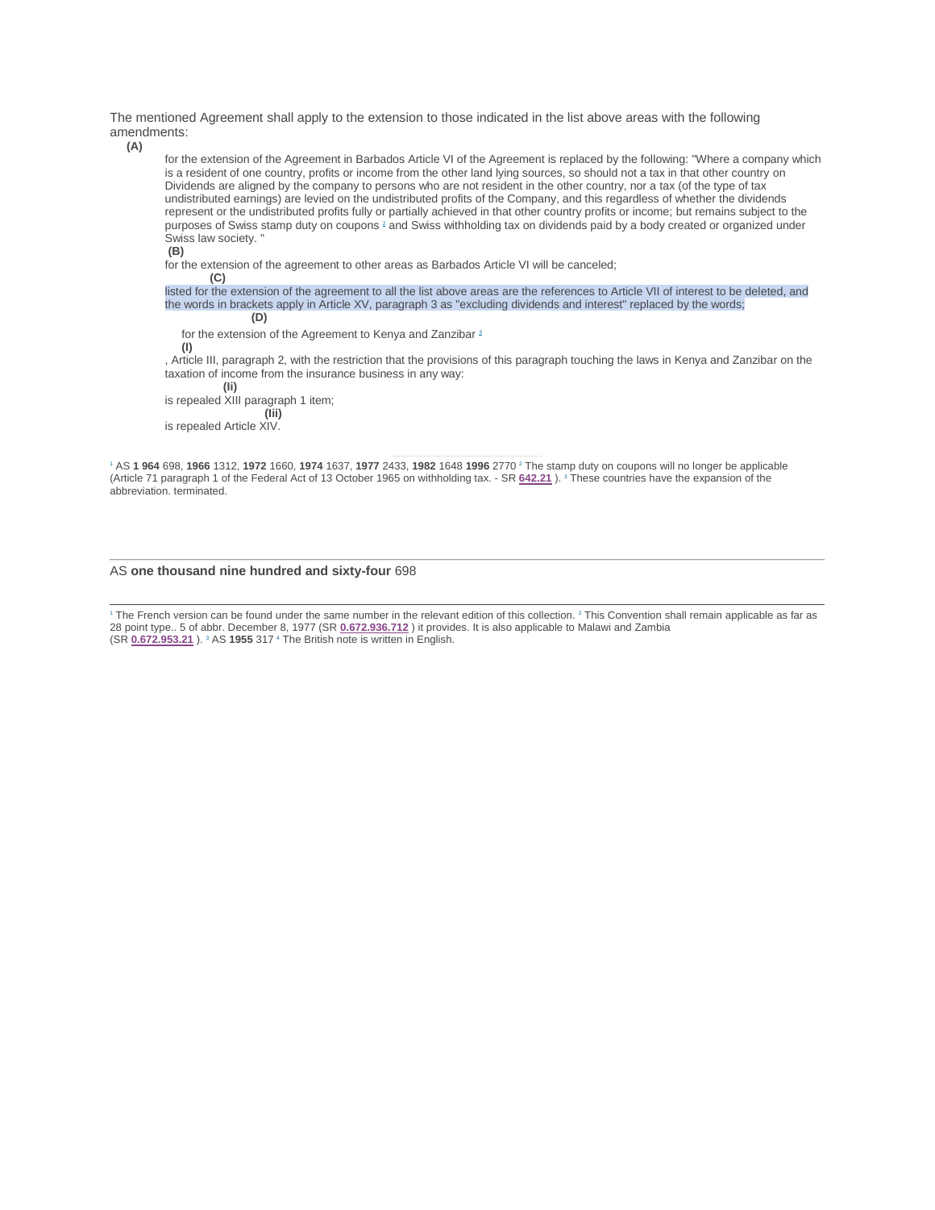The mentioned Agreement shall apply to the extension to those indicated in the list above areas with the following amendments:

**(A)**

for the extension of the Agreement in Barbados Article VI of the Agreement is replaced by the following: "Where a company which is a resident of one country, profits or income from the other land lying sources, so should not a tax in that other country on Dividends are aligned by the company to persons who are not resident in the other country, nor a tax (of the type of tax undistributed earnings) are levied on the undistributed profits of the Company, and this regardless of whether the dividends represent or the undistributed profits fully or partially achieved in that other country profits or income; but remains subject to the purposes of Swiss stamp duty on coupons [2] and Swiss withholding tax on dividends paid by a body created or organized under Swiss law society. "

**(B)**

for the extension of the agreement to other areas as Barbados Article VI will be canceled;

**(C)**

listed for the extension of the agreement to all the list above areas are the references to Article VII of interest to be deleted, and the words in brackets apply in Article XV, paragraph 3 as "excluding dividends and interest" replaced by the words;

**(D)**

for the extension of the Agreement to Kenya and Zanzibar [3]

**(I)**

, Article III, paragraph 2, with the restriction that the provisions of this paragraph touching the laws in Kenya and Zanzibar on the taxation of income from the insurance business in any way:

**(Ii)**

is repealed XIII paragraph 1 item;

**(Iii)**

is repealed Article XIV.

---

[1] AS **1 964** 698, **1966** 1312, **1972** 1660, **1974** 1637, **1977** 2433, **1982** 1648 **1996** 2770 [2] The stamp duty on coupons will no longer be applicable (Article 71 paragraph 1 of the Federal Act of 13 October 1965 on withholding tax. - SR **642.21** ). [3] These countries have the expansion of the abbreviation. terminated.

---

AS **one thousand nine hundred and sixty-four** 698

---

[1] The French version can be found under the same number in the relevant edition of this collection. [2] This Convention shall remain applicable as far as 28 point type.. 5 of abbr. December 8, 1977 (SR **0.672.936.712** ) it provides. It is also applicable to Malawi and Zambia (SR **0.672.953.21** ). [3] AS **1955** 317 [4] The British note is written in English.